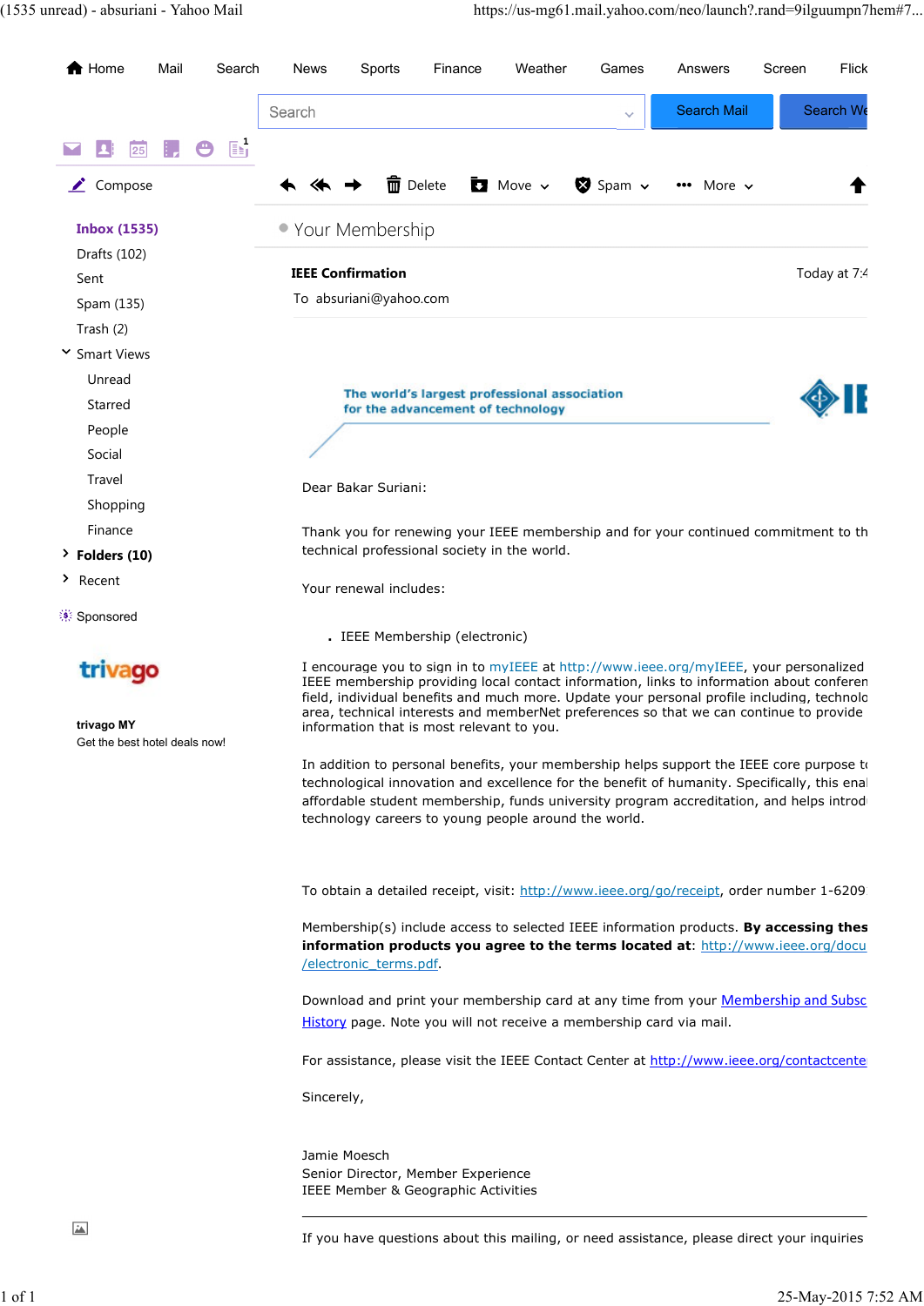Home Mail Search News Sports Finance Weather Games Answers Screen Flick

Search | Search Mail | Search We

Compose

Delete Move Spam More

**Inbox (1535)**

Drafts (102)

Sent

Spam (135)

Trash (2)

Smart Views

- Unread
- Starred
- People
- Social
- Travel
- Shopping
- Finance

**Folders (10)**

Recent

Sponsored

trivago

**trivago MY**

Get the best hotel deals now!

# Your Membership

**IEEE Confirmation** Today at 7:4

To absuriani@yahoo.com

The world's largest professional association for the advancement of technology

Dear Bakar Suriani:

Thank you for renewing your IEEE membership and for your continued commitment to th technical professional society in the world.

Your renewal includes:

- IEEE Membership (electronic)

I encourage you to sign in to myIEEE at http://www.ieee.org/myIEEE, your personalized IEEE membership providing local contact information, links to information about conferen field, individual benefits and much more. Update your personal profile including, technolo area, technical interests and memberNet preferences so that we can continue to provide information that is most relevant to you.

In addition to personal benefits, your membership helps support the IEEE core purpose t technological innovation and excellence for the benefit of humanity. Specifically, this enal affordable student membership, funds university program accreditation, and helps introd technology careers to young people around the world.

To obtain a detailed receipt, visit: http://www.ieee.org/go/receipt, order number 1-6209

Membership(s) include access to selected IEEE information products. **By accessing thes information products you agree to the terms located at**: http://www.ieee.org/docu /electronic_terms.pdf.

Download and print your membership card at any time from your Membership and Subsc History page. Note you will not receive a membership card via mail.

For assistance, please visit the IEEE Contact Center at http://www.ieee.org/contactcente

Sincerely,

Jamie Moesch
Senior Director, Member Experience
IEEE Member & Geographic Activities

---

If you have questions about this mailing, or need assistance, please direct your inquiries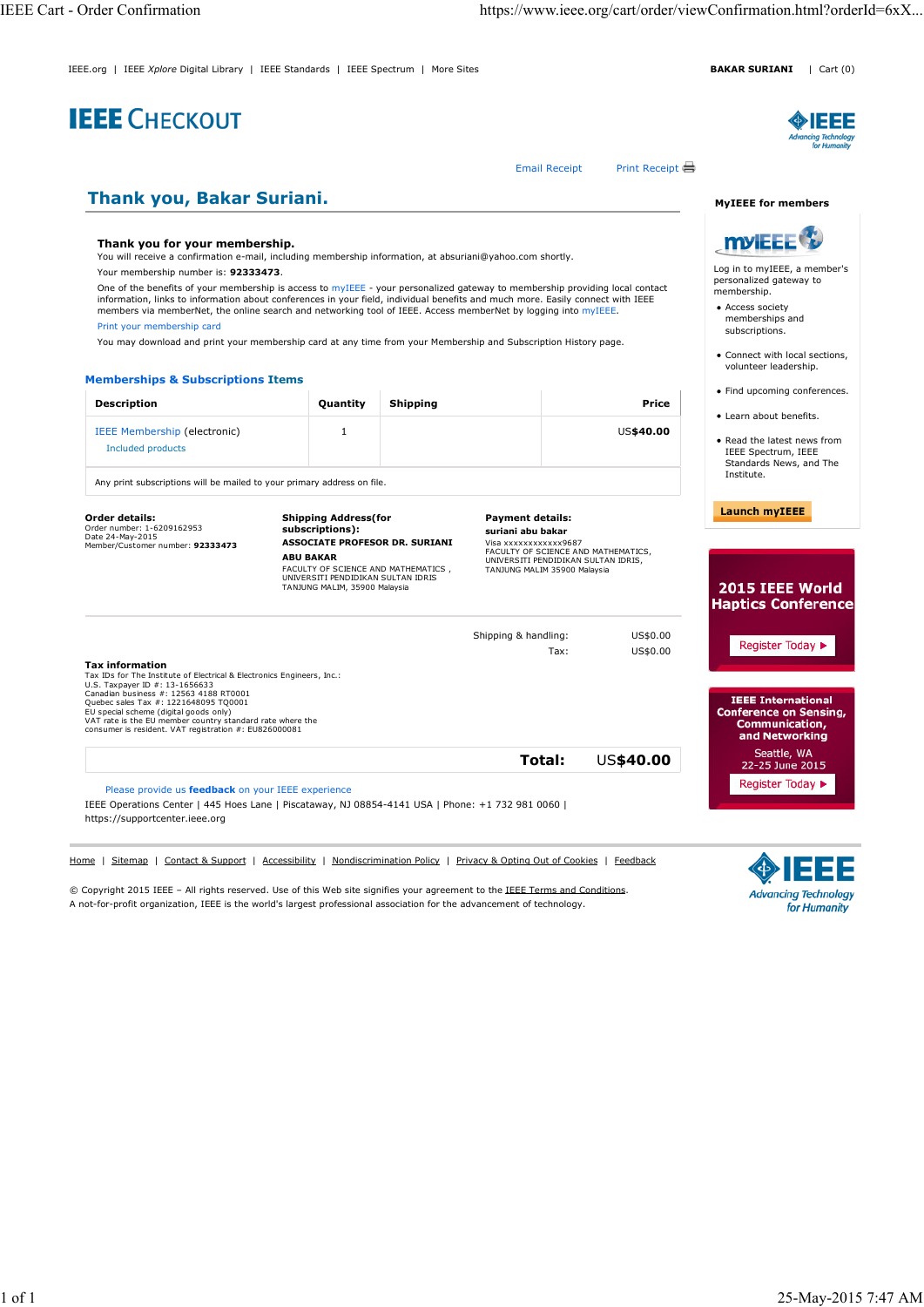IEEE.org | IEEE *Xplore* Digital Library | IEEE Standards | IEEE Spectrum | More Sites

**BAKAR SURIANI** | Cart (0)

# IEEE CHECKOUT

Email Receipt    Print Receipt

## Thank you, Bakar Suriani.

**Thank you for your membership.**
You will receive a confirmation e-mail, including membership information, at absuriani@yahoo.com shortly.

Your membership number is: **92333473**.

One of the benefits of your membership is access to myIEEE - your personalized gateway to membership providing local contact information, links to information about conferences in your field, individual benefits and much more. Easily connect with IEEE members via memberNet, the online search and networking tool of IEEE. Access memberNet by logging into myIEEE.

Print your membership card

You may download and print your membership card at any time from your Membership and Subscription History page.

### Memberships & Subscriptions Items

| Description | Quantity | Shipping | Price |
|---|---|---|---|
| IEEE Membership (electronic)<br>Included products | 1 | | US**$40.00** |

Any print subscriptions will be mailed to your primary address on file.

**Order details:**
Order number: 1-6209162953
Date 24-May-2015
Member/Customer number: **92333473**

**Shipping Address(for subscriptions):**
**ASSOCIATE PROFESOR DR. SURIANI ABU BAKAR**
FACULTY OF SCIENCE AND MATHEMATICS ,
UNIVERSITI PENDIDIKAN SULTAN IDRIS
TANJUNG MALIM, 35900 Malaysia

**Payment details:**
**suriani abu bakar**
Visa xxxxxxxxxxxx9687
FACULTY OF SCIENCE AND MATHEMATICS,
UNIVERSITI PENDIDIKAN SULTAN IDRIS,
TANJUNG MALIM 35900 Malaysia

Shipping & handling: US$0.00
Tax: US$0.00

**Tax information**
Tax IDs for The Institute of Electrical & Electronics Engineers, Inc.:
U.S. Taxpayer ID #: 13-1656633
Canadian business #: 12563 4188 RT0001
Quebec sales Tax #: 1221648095 TQ0001
EU special scheme (digital goods only)
VAT rate is the EU member country standard rate where the consumer is resident. VAT registration #: EU826000081

**Total: US$40.00**

Please provide us **feedback** on your IEEE experience

IEEE Operations Center | 445 Hoes Lane | Piscataway, NJ 08854-4141 USA | Phone: +1 732 981 0060 | https://supportcenter.ieee.org

**MyIEEE for members**

Log in to myIEEE, a member's personalized gateway to membership.

- Access society memberships and subscriptions.
- Connect with local sections, volunteer leadership.
- Find upcoming conferences.
- Learn about benefits.
- Read the latest news from IEEE Spectrum, IEEE Standards News, and The Institute.

**Launch myIEEE**

**2015 IEEE World Haptics Conference**
Register Today ▶

**IEEE International Conference on Sensing, Communication, and Networking**
Seattle, WA
22-25 June 2015
Register Today ▶

Home | Sitemap | Contact & Support | Accessibility | Nondiscrimination Policy | Privacy & Opting Out of Cookies | Feedback

© Copyright 2015 IEEE – All rights reserved. Use of this Web site signifies your agreement to the IEEE Terms and Conditions.
A not-for-profit organization, IEEE is the world's largest professional association for the advancement of technology.